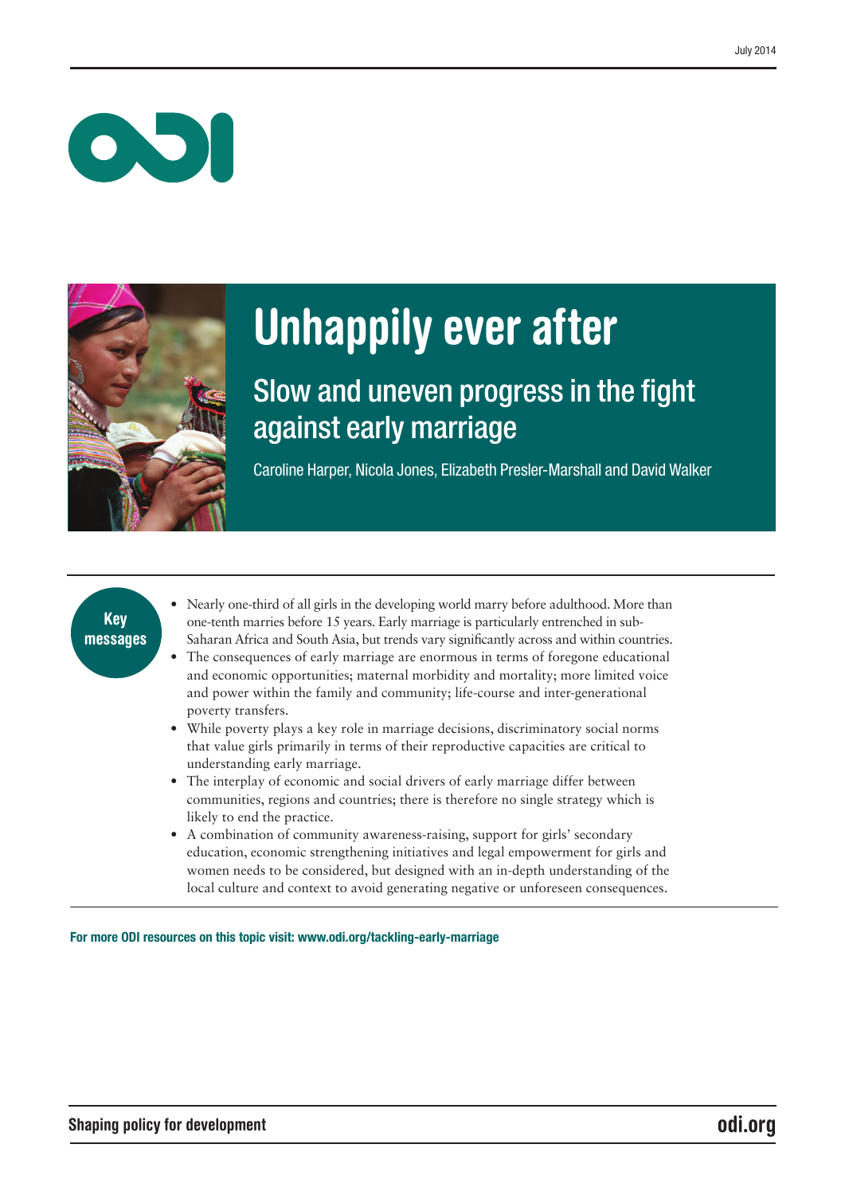July 2014

# Unhappily ever after

## Slow and uneven progress in the fight against early marriage

Caroline Harper, Nicola Jones, Elizabeth Presler-Marshall and David Walker

**Key messages**

- Nearly one-third of all girls in the developing world marry before adulthood. More than one-tenth marries before 15 years. Early marriage is particularly entrenched in sub-Saharan Africa and South Asia, but trends vary significantly across and within countries.
- The consequences of early marriage are enormous in terms of foregone educational and economic opportunities; maternal morbidity and mortality; more limited voice and power within the family and community; life-course and inter-generational poverty transfers.
- While poverty plays a key role in marriage decisions, discriminatory social norms that value girls primarily in terms of their reproductive capacities are critical to understanding early marriage.
- The interplay of economic and social drivers of early marriage differ between communities, regions and countries; there is therefore no single strategy which is likely to end the practice.
- A combination of community awareness-raising, support for girls' secondary education, economic strengthening initiatives and legal empowerment for girls and women needs to be considered, but designed with an in-depth understanding of the local culture and context to avoid generating negative or unforeseen consequences.

**For more ODI resources on this topic visit: www.odi.org/tackling-early-marriage**

Shaping policy for development

odi.org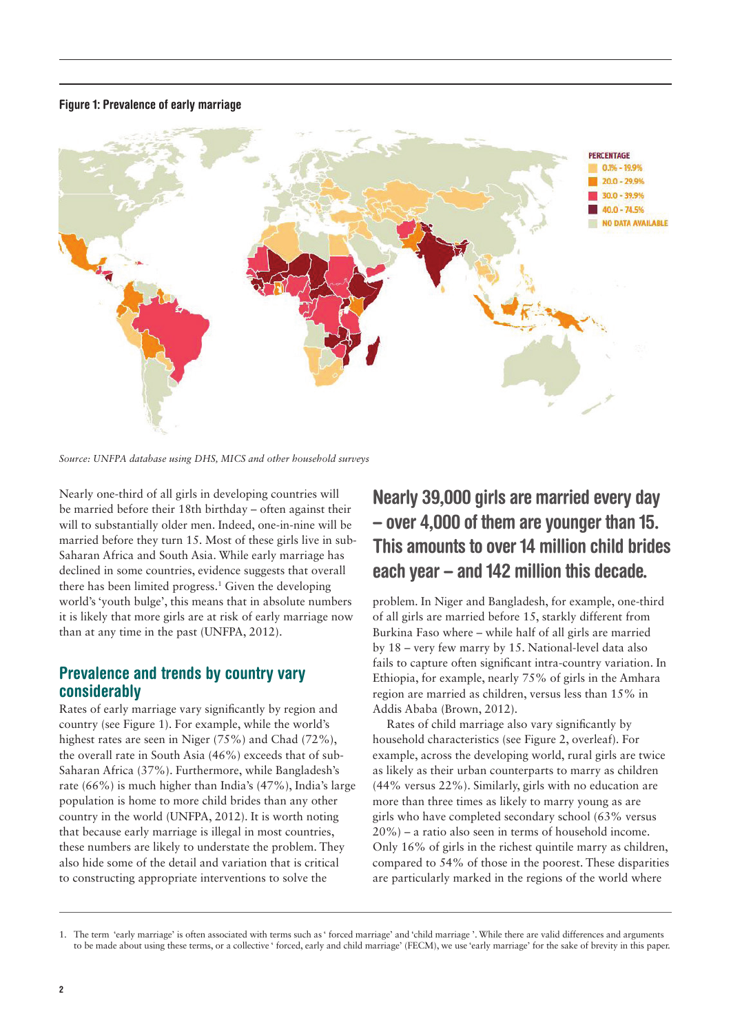**Figure 1: Prevalence of early marriage**

PERCENTAGE
- 0.1% - 19.9%
- 20.0 - 29.9%
- 30.0 - 39.9%
- 40.0 - 74.5%
- NO DATA AVAILABLE

*Source: UNFPA database using DHS, MICS and other household surveys*

Nearly one-third of all girls in developing countries will be married before their 18th birthday – often against their will to substantially older men. Indeed, one-in-nine will be married before they turn 15. Most of these girls live in sub-Saharan Africa and South Asia. While early marriage has declined in some countries, evidence suggests that overall there has been limited progress.[1] Given the developing world's 'youth bulge', this means that in absolute numbers it is likely that more girls are at risk of early marriage now than at any time in the past (UNFPA, 2012).

## Prevalence and trends by country vary considerably

Rates of early marriage vary significantly by region and country (see Figure 1). For example, while the world's highest rates are seen in Niger (75%) and Chad (72%), the overall rate in South Asia (46%) exceeds that of sub-Saharan Africa (37%). Furthermore, while Bangladesh's rate (66%) is much higher than India's (47%), India's large population is home to more child brides than any other country in the world (UNFPA, 2012). It is worth noting that because early marriage is illegal in most countries, these numbers are likely to understate the problem. They also hide some of the detail and variation that is critical to constructing appropriate interventions to solve the problem. In Niger and Bangladesh, for example, one-third of all girls are married before 15, starkly different from Burkina Faso where – while half of all girls are married by 18 – very few marry by 15. National-level data also fails to capture often significant intra-country variation. In Ethiopia, for example, nearly 75% of girls in the Amhara region are married as children, versus less than 15% in Addis Ababa (Brown, 2012).

**Nearly 39,000 girls are married every day – over 4,000 of them are younger than 15. This amounts to over 14 million child brides each year – and 142 million this decade.**

Rates of child marriage also vary significantly by household characteristics (see Figure 2, overleaf). For example, across the developing world, rural girls are twice as likely as their urban counterparts to marry as children (44% versus 22%). Similarly, girls with no education are more than three times as likely to marry young as are girls who have completed secondary school (63% versus 20%) – a ratio also seen in terms of household income. Only 16% of girls in the richest quintile marry as children, compared to 54% of those in the poorest. These disparities are particularly marked in the regions of the world where

1. The term 'early marriage' is often associated with terms such as 'forced marriage' and 'child marriage'. While there are valid differences and arguments to be made about using these terms, or a collective 'forced, early and child marriage' (FECM), we use 'early marriage' for the sake of brevity in this paper.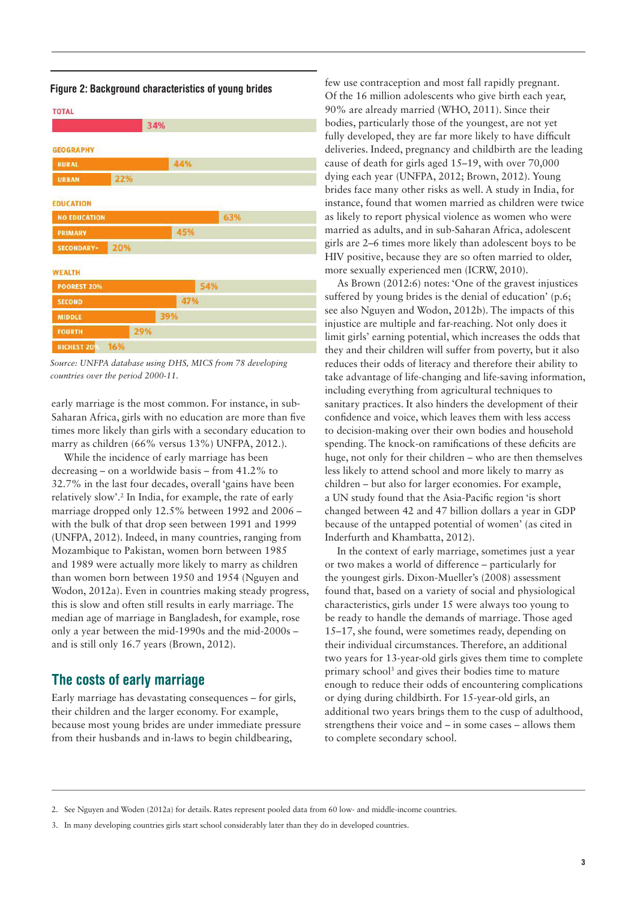**Figure 2: Background characteristics of young brides**

| Category | | Percentage |
|---|---|---|
| TOTAL | | 34% |
| GEOGRAPHY | RURAL | 44% |
| | URBAN | 22% |
| EDUCATION | NO EDUCATION | 63% |
| | PRIMARY | 45% |
| | SECONDARY+ | 20% |
| WEALTH | POOREST 20% | 54% |
| | SECOND | 47% |
| | MIDDLE | 39% |
| | FOURTH | 29% |
| | RICHEST 20% | 16% |

*Source: UNFPA database using DHS, MICS from 78 developing countries over the period 2000-11.*

early marriage is the most common. For instance, in sub-Saharan Africa, girls with no education are more than five times more likely than girls with a secondary education to marry as children (66% versus 13%) UNFPA, 2012.).

While the incidence of early marriage has been decreasing – on a worldwide basis – from 41.2% to 32.7% in the last four decades, overall 'gains have been relatively slow'.[2] In India, for example, the rate of early marriage dropped only 12.5% between 1992 and 2006 – with the bulk of that drop seen between 1991 and 1999 (UNFPA, 2012). Indeed, in many countries, ranging from Mozambique to Pakistan, women born between 1985 and 1989 were actually more likely to marry as children than women born between 1950 and 1954 (Nguyen and Wodon, 2012a). Even in countries making steady progress, this is slow and often still results in early marriage. The median age of marriage in Bangladesh, for example, rose only a year between the mid-1990s and the mid-2000s – and is still only 16.7 years (Brown, 2012).

## The costs of early marriage

Early marriage has devastating consequences – for girls, their children and the larger economy. For example, because most young brides are under immediate pressure from their husbands and in-laws to begin childbearing, few use contraception and most fall rapidly pregnant. Of the 16 million adolescents who give birth each year, 90% are already married (WHO, 2011). Since their bodies, particularly those of the youngest, are not yet fully developed, they are far more likely to have difficult deliveries. Indeed, pregnancy and childbirth are the leading cause of death for girls aged 15–19, with over 70,000 dying each year (UNFPA, 2012; Brown, 2012). Young brides face many other risks as well. A study in India, for instance, found that women married as children were twice as likely to report physical violence as women who were married as adults, and in sub-Saharan Africa, adolescent girls are 2–6 times more likely than adolescent boys to be HIV positive, because they are so often married to older, more sexually experienced men (ICRW, 2010).

As Brown (2012:6) notes: 'One of the gravest injustices suffered by young brides is the denial of education' (p.6; see also Nguyen and Wodon, 2012b). The impacts of this injustice are multiple and far-reaching. Not only does it limit girls' earning potential, which increases the odds that they and their children will suffer from poverty, but it also reduces their odds of literacy and therefore their ability to take advantage of life-changing and life-saving information, including everything from agricultural techniques to sanitary practices. It also hinders the development of their confidence and voice, which leaves them with less access to decision-making over their own bodies and household spending. The knock-on ramifications of these deficits are huge, not only for their children – who are then themselves less likely to attend school and more likely to marry as children – but also for larger economies. For example, a UN study found that the Asia-Pacific region 'is short changed between 42 and 47 billion dollars a year in GDP because of the untapped potential of women' (as cited in Inderfurth and Khambatta, 2012).

In the context of early marriage, sometimes just a year or two makes a world of difference – particularly for the youngest girls. Dixon-Mueller's (2008) assessment found that, based on a variety of social and physiological characteristics, girls under 15 were always too young to be ready to handle the demands of marriage. Those aged 15–17, she found, were sometimes ready, depending on their individual circumstances. Therefore, an additional two years for 13-year-old girls gives them time to complete primary school[3] and gives their bodies time to mature enough to reduce their odds of encountering complications or dying during childbirth. For 15-year-old girls, an additional two years brings them to the cusp of adulthood, strengthens their voice and – in some cases – allows them to complete secondary school.

2. See Nguyen and Woden (2012a) for details. Rates represent pooled data from 60 low- and middle-income countries.

3. In many developing countries girls start school considerably later than they do in developed countries.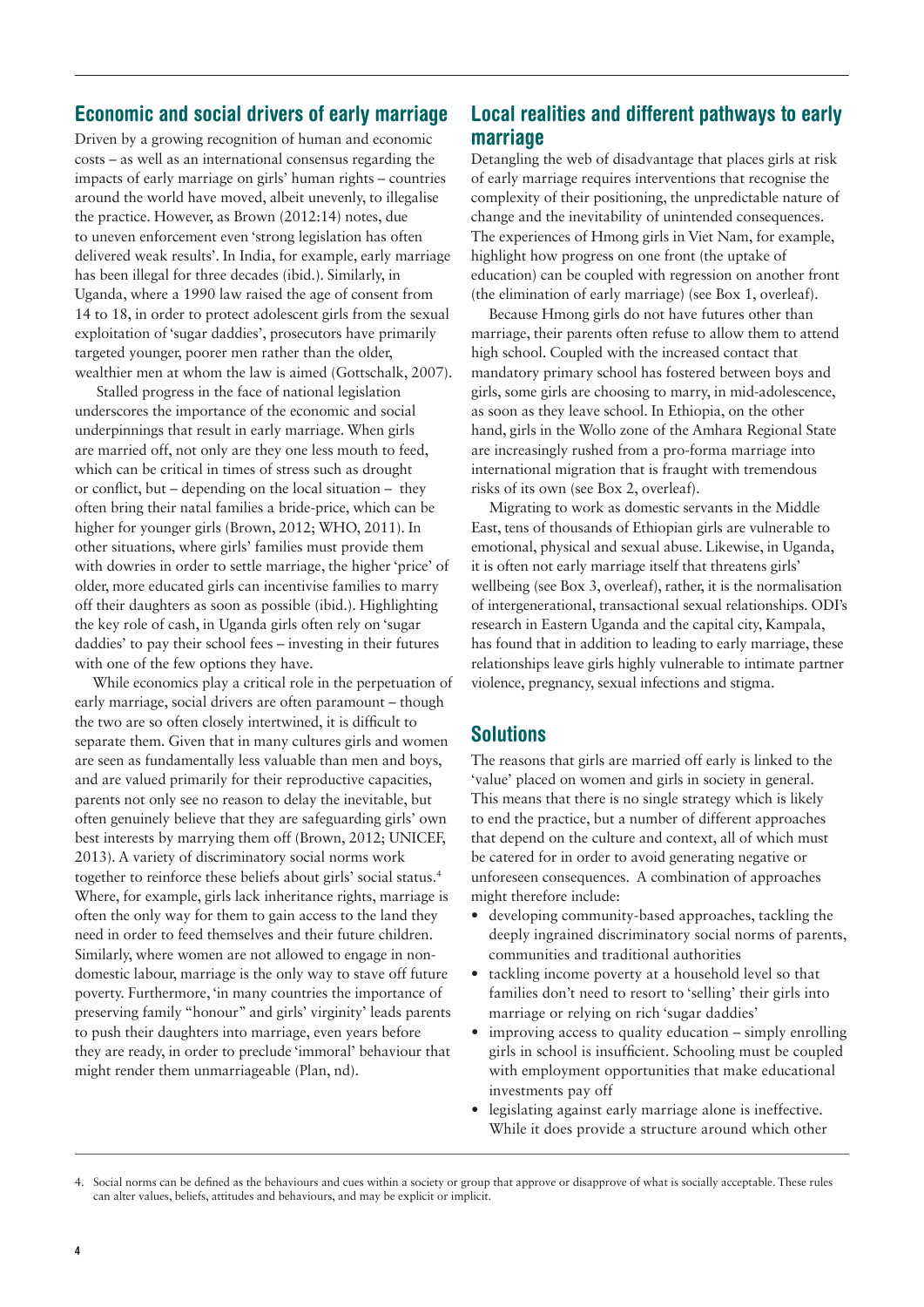## Economic and social drivers of early marriage

Driven by a growing recognition of human and economic costs – as well as an international consensus regarding the impacts of early marriage on girls' human rights – countries around the world have moved, albeit unevenly, to illegalise the practice. However, as Brown (2012:14) notes, due to uneven enforcement even 'strong legislation has often delivered weak results'. In India, for example, early marriage has been illegal for three decades (ibid.). Similarly, in Uganda, where a 1990 law raised the age of consent from 14 to 18, in order to protect adolescent girls from the sexual exploitation of 'sugar daddies', prosecutors have primarily targeted younger, poorer men rather than the older, wealthier men at whom the law is aimed (Gottschalk, 2007).

Stalled progress in the face of national legislation underscores the importance of the economic and social underpinnings that result in early marriage. When girls are married off, not only are they one less mouth to feed, which can be critical in times of stress such as drought or conflict, but – depending on the local situation – they often bring their natal families a bride-price, which can be higher for younger girls (Brown, 2012; WHO, 2011). In other situations, where girls' families must provide them with dowries in order to settle marriage, the higher 'price' of older, more educated girls can incentivise families to marry off their daughters as soon as possible (ibid.). Highlighting the key role of cash, in Uganda girls often rely on 'sugar daddies' to pay their school fees – investing in their futures with one of the few options they have.

While economics play a critical role in the perpetuation of early marriage, social drivers are often paramount – though the two are so often closely intertwined, it is difficult to separate them. Given that in many cultures girls and women are seen as fundamentally less valuable than men and boys, and are valued primarily for their reproductive capacities, parents not only see no reason to delay the inevitable, but often genuinely believe that they are safeguarding girls' own best interests by marrying them off (Brown, 2012; UNICEF, 2013). A variety of discriminatory social norms work together to reinforce these beliefs about girls' social status.[4] Where, for example, girls lack inheritance rights, marriage is often the only way for them to gain access to the land they need in order to feed themselves and their future children. Similarly, where women are not allowed to engage in non-domestic labour, marriage is the only way to stave off future poverty. Furthermore, 'in many countries the importance of preserving family "honour" and girls' virginity' leads parents to push their daughters into marriage, even years before they are ready, in order to preclude 'immoral' behaviour that might render them unmarriageable (Plan, nd).

## Local realities and different pathways to early marriage

Detangling the web of disadvantage that places girls at risk of early marriage requires interventions that recognise the complexity of their positioning, the unpredictable nature of change and the inevitability of unintended consequences. The experiences of Hmong girls in Viet Nam, for example, highlight how progress on one front (the uptake of education) can be coupled with regression on another front (the elimination of early marriage) (see Box 1, overleaf).

Because Hmong girls do not have futures other than marriage, their parents often refuse to allow them to attend high school. Coupled with the increased contact that mandatory primary school has fostered between boys and girls, some girls are choosing to marry, in mid-adolescence, as soon as they leave school. In Ethiopia, on the other hand, girls in the Wollo zone of the Amhara Regional State are increasingly rushed from a pro-forma marriage into international migration that is fraught with tremendous risks of its own (see Box 2, overleaf).

Migrating to work as domestic servants in the Middle East, tens of thousands of Ethiopian girls are vulnerable to emotional, physical and sexual abuse. Likewise, in Uganda, it is often not early marriage itself that threatens girls' wellbeing (see Box 3, overleaf), rather, it is the normalisation of intergenerational, transactional sexual relationships. ODI's research in Eastern Uganda and the capital city, Kampala, has found that in addition to leading to early marriage, these relationships leave girls highly vulnerable to intimate partner violence, pregnancy, sexual infections and stigma.

## Solutions

The reasons that girls are married off early is linked to the 'value' placed on women and girls in society in general. This means that there is no single strategy which is likely to end the practice, but a number of different approaches that depend on the culture and context, all of which must be catered for in order to avoid generating negative or unforeseen consequences. A combination of approaches might therefore include:

- developing community-based approaches, tackling the deeply ingrained discriminatory social norms of parents, communities and traditional authorities
- tackling income poverty at a household level so that families don't need to resort to 'selling' their girls into marriage or relying on rich 'sugar daddies'
- improving access to quality education – simply enrolling girls in school is insufficient. Schooling must be coupled with employment opportunities that make educational investments pay off
- legislating against early marriage alone is ineffective. While it does provide a structure around which other

4. Social norms can be defined as the behaviours and cues within a society or group that approve or disapprove of what is socially acceptable. These rules can alter values, beliefs, attitudes and behaviours, and may be explicit or implicit.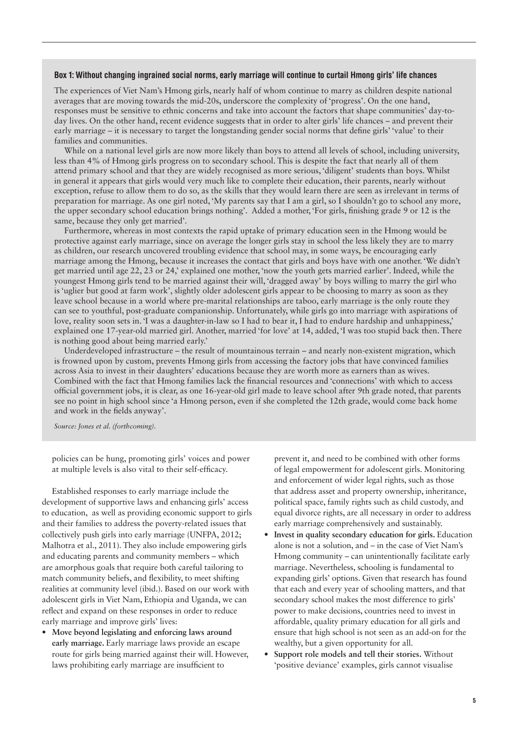### Box 1: Without changing ingrained social norms, early marriage will continue to curtail Hmong girls' life chances

The experiences of Viet Nam's Hmong girls, nearly half of whom continue to marry as children despite national averages that are moving towards the mid-20s, underscore the complexity of 'progress'. On the one hand, responses must be sensitive to ethnic concerns and take into account the factors that shape communities' day-to-day lives. On the other hand, recent evidence suggests that in order to alter girls' life chances – and prevent their early marriage – it is necessary to target the longstanding gender social norms that define girls' 'value' to their families and communities.

While on a national level girls are now more likely than boys to attend all levels of school, including university, less than 4% of Hmong girls progress on to secondary school. This is despite the fact that nearly all of them attend primary school and that they are widely recognised as more serious, 'diligent' students than boys. Whilst in general it appears that girls would very much like to complete their education, their parents, nearly without exception, refuse to allow them to do so, as the skills that they would learn there are seen as irrelevant in terms of preparation for marriage. As one girl noted, 'My parents say that I am a girl, so I shouldn't go to school any more, the upper secondary school education brings nothing'. Added a mother, 'For girls, finishing grade 9 or 12 is the same, because they only get married'.

Furthermore, whereas in most contexts the rapid uptake of primary education seen in the Hmong would be protective against early marriage, since on average the longer girls stay in school the less likely they are to marry as children, our research uncovered troubling evidence that school may, in some ways, be encouraging early marriage among the Hmong, because it increases the contact that girls and boys have with one another. 'We didn't get married until age 22, 23 or 24,' explained one mother, 'now the youth gets married earlier'. Indeed, while the youngest Hmong girls tend to be married against their will, 'dragged away' by boys willing to marry the girl who is 'uglier but good at farm work', slightly older adolescent girls appear to be choosing to marry as soon as they leave school because in a world where pre-marital relationships are taboo, early marriage is the only route they can see to youthful, post-graduate companionship. Unfortunately, while girls go into marriage with aspirations of love, reality soon sets in. 'I was a daughter-in-law so I had to bear it, I had to endure hardship and unhappiness,' explained one 17-year-old married girl. Another, married 'for love' at 14, added, 'I was too stupid back then. There is nothing good about being married early.'

Underdeveloped infrastructure – the result of mountainous terrain – and nearly non-existent migration, which is frowned upon by custom, prevents Hmong girls from accessing the factory jobs that have convinced families across Asia to invest in their daughters' educations because they are worth more as earners than as wives. Combined with the fact that Hmong families lack the financial resources and 'connections' with which to access official government jobs, it is clear, as one 16-year-old girl made to leave school after 9th grade noted, that parents see no point in high school since 'a Hmong person, even if she completed the 12th grade, would come back home and work in the fields anyway'.

*Source: Jones et al. (forthcoming).*

policies can be hung, promoting girls' voices and power at multiple levels is also vital to their self-efficacy.

Established responses to early marriage include the development of supportive laws and enhancing girls' access to education, as well as providing economic support to girls and their families to address the poverty-related issues that collectively push girls into early marriage (UNFPA, 2012; Malhotra et al., 2011). They also include empowering girls and educating parents and community members – which are amorphous goals that require both careful tailoring to match community beliefs, and flexibility, to meet shifting realities at community level (ibid.). Based on our work with adolescent girls in Viet Nam, Ethiopia and Uganda, we can reflect and expand on these responses in order to reduce early marriage and improve girls' lives:

- **Move beyond legislating and enforcing laws around early marriage.** Early marriage laws provide an escape route for girls being married against their will. However, laws prohibiting early marriage are insufficient to prevent it, and need to be combined with other forms of legal empowerment for adolescent girls. Monitoring and enforcement of wider legal rights, such as those that address asset and property ownership, inheritance, political space, family rights such as child custody, and equal divorce rights, are all necessary in order to address early marriage comprehensively and sustainably.
- **Invest in quality secondary education for girls.** Education alone is not a solution, and – in the case of Viet Nam's Hmong community – can unintentionally facilitate early marriage. Nevertheless, schooling is fundamental to expanding girls' options. Given that research has found that each and every year of schooling matters, and that secondary school makes the most difference to girls' power to make decisions, countries need to invest in affordable, quality primary education for all girls and ensure that high school is not seen as an add-on for the wealthy, but a given opportunity for all.
- **Support role models and tell their stories.** Without 'positive deviance' examples, girls cannot visualise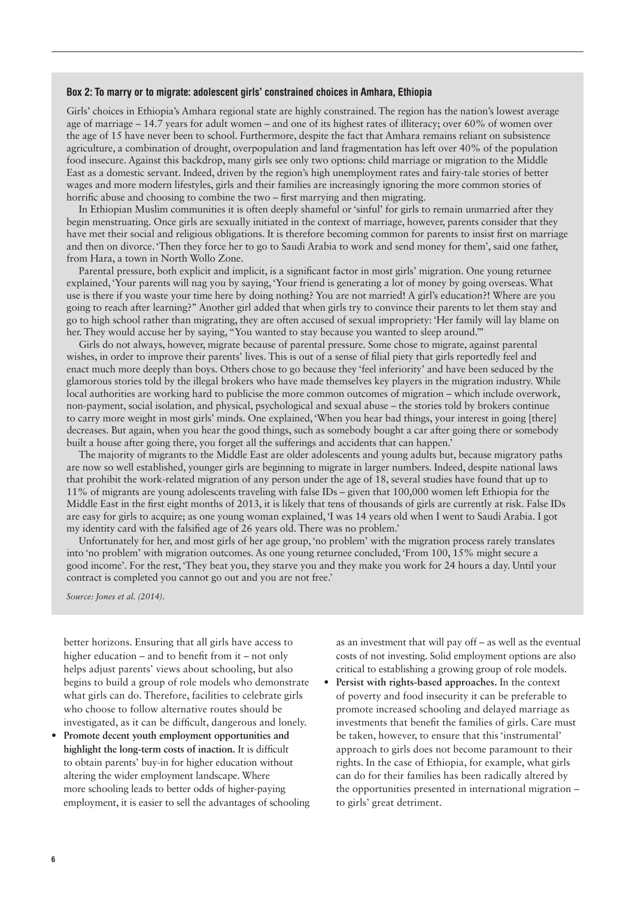### Box 2: To marry or to migrate: adolescent girls' constrained choices in Amhara, Ethiopia

Girls' choices in Ethiopia's Amhara regional state are highly constrained. The region has the nation's lowest average age of marriage – 14.7 years for adult women – and one of its highest rates of illiteracy; over 60% of women over the age of 15 have never been to school. Furthermore, despite the fact that Amhara remains reliant on subsistence agriculture, a combination of drought, overpopulation and land fragmentation has left over 40% of the population food insecure. Against this backdrop, many girls see only two options: child marriage or migration to the Middle East as a domestic servant. Indeed, driven by the region's high unemployment rates and fairy-tale stories of better wages and more modern lifestyles, girls and their families are increasingly ignoring the more common stories of horrific abuse and choosing to combine the two – first marrying and then migrating.

In Ethiopian Muslim communities it is often deeply shameful or 'sinful' for girls to remain unmarried after they begin menstruating. Once girls are sexually initiated in the context of marriage, however, parents consider that they have met their social and religious obligations. It is therefore becoming common for parents to insist first on marriage and then on divorce. 'Then they force her to go to Saudi Arabia to work and send money for them', said one father, from Hara, a town in North Wollo Zone.

Parental pressure, both explicit and implicit, is a significant factor in most girls' migration. One young returnee explained, 'Your parents will nag you by saying, 'Your friend is generating a lot of money by going overseas. What use is there if you waste your time here by doing nothing? You are not married! A girl's education?! Where are you going to reach after learning?'' Another girl added that when girls try to convince their parents to let them stay and go to high school rather than migrating, they are often accused of sexual impropriety: 'Her family will lay blame on her. They would accuse her by saying, "You wanted to stay because you wanted to sleep around."'

Girls do not always, however, migrate because of parental pressure. Some chose to migrate, against parental wishes, in order to improve their parents' lives. This is out of a sense of filial piety that girls reportedly feel and enact much more deeply than boys. Others chose to go because they 'feel inferiority' and have been seduced by the glamorous stories told by the illegal brokers who have made themselves key players in the migration industry. While local authorities are working hard to publicise the more common outcomes of migration – which include overwork, non-payment, social isolation, and physical, psychological and sexual abuse – the stories told by brokers continue to carry more weight in most girls' minds. One explained, 'When you hear bad things, your interest in going [there] decreases. But again, when you hear the good things, such as somebody bought a car after going there or somebody built a house after going there, you forget all the sufferings and accidents that can happen.'

The majority of migrants to the Middle East are older adolescents and young adults but, because migratory paths are now so well established, younger girls are beginning to migrate in larger numbers. Indeed, despite national laws that prohibit the work-related migration of any person under the age of 18, several studies have found that up to 11% of migrants are young adolescents traveling with false IDs – given that 100,000 women left Ethiopia for the Middle East in the first eight months of 2013, it is likely that tens of thousands of girls are currently at risk. False IDs are easy for girls to acquire; as one young woman explained, 'I was 14 years old when I went to Saudi Arabia. I got my identity card with the falsified age of 26 years old. There was no problem.'

Unfortunately for her, and most girls of her age group, 'no problem' with the migration process rarely translates into 'no problem' with migration outcomes. As one young returnee concluded, 'From 100, 15% might secure a good income'. For the rest, 'They beat you, they starve you and they make you work for 24 hours a day. Until your contract is completed you cannot go out and you are not free.'

*Source: Jones et al. (2014).*

better horizons. Ensuring that all girls have access to higher education – and to benefit from it – not only helps adjust parents' views about schooling, but also begins to build a group of role models who demonstrate what girls can do. Therefore, facilities to celebrate girls who choose to follow alternative routes should be investigated, as it can be difficult, dangerous and lonely.

- **Promote decent youth employment opportunities and highlight the long-term costs of inaction.** It is difficult to obtain parents' buy-in for higher education without altering the wider employment landscape. Where more schooling leads to better odds of higher-paying employment, it is easier to sell the advantages of schooling as an investment that will pay off – as well as the eventual costs of not investing. Solid employment options are also critical to establishing a growing group of role models.
- **Persist with rights-based approaches.** In the context of poverty and food insecurity it can be preferable to promote increased schooling and delayed marriage as investments that benefit the families of girls. Care must be taken, however, to ensure that this 'instrumental' approach to girls does not become paramount to their rights. In the case of Ethiopia, for example, what girls can do for their families has been radically altered by the opportunities presented in international migration – to girls' great detriment.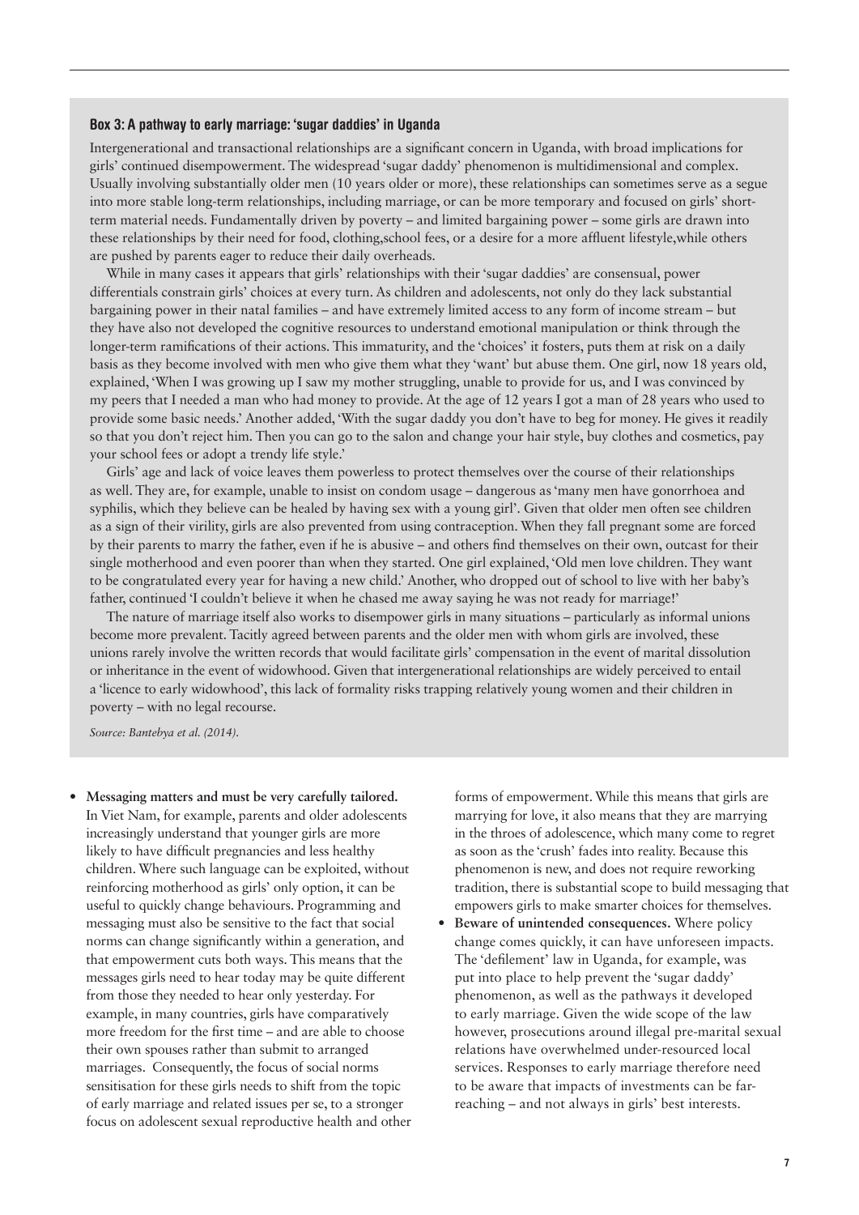**Box 3: A pathway to early marriage: 'sugar daddies' in Uganda**

Intergenerational and transactional relationships are a significant concern in Uganda, with broad implications for girls' continued disempowerment. The widespread 'sugar daddy' phenomenon is multidimensional and complex. Usually involving substantially older men (10 years older or more), these relationships can sometimes serve as a segue into more stable long-term relationships, including marriage, or can be more temporary and focused on girls' short-term material needs. Fundamentally driven by poverty – and limited bargaining power – some girls are drawn into these relationships by their need for food, clothing,school fees, or a desire for a more affluent lifestyle,while others are pushed by parents eager to reduce their daily overheads.

While in many cases it appears that girls' relationships with their 'sugar daddies' are consensual, power differentials constrain girls' choices at every turn. As children and adolescents, not only do they lack substantial bargaining power in their natal families – and have extremely limited access to any form of income stream – but they have also not developed the cognitive resources to understand emotional manipulation or think through the longer-term ramifications of their actions. This immaturity, and the 'choices' it fosters, puts them at risk on a daily basis as they become involved with men who give them what they 'want' but abuse them. One girl, now 18 years old, explained, 'When I was growing up I saw my mother struggling, unable to provide for us, and I was convinced by my peers that I needed a man who had money to provide. At the age of 12 years I got a man of 28 years who used to provide some basic needs.' Another added, 'With the sugar daddy you don't have to beg for money. He gives it readily so that you don't reject him. Then you can go to the salon and change your hair style, buy clothes and cosmetics, pay your school fees or adopt a trendy life style.'

Girls' age and lack of voice leaves them powerless to protect themselves over the course of their relationships as well. They are, for example, unable to insist on condom usage – dangerous as 'many men have gonorrhoea and syphilis, which they believe can be healed by having sex with a young girl'. Given that older men often see children as a sign of their virility, girls are also prevented from using contraception. When they fall pregnant some are forced by their parents to marry the father, even if he is abusive – and others find themselves on their own, outcast for their single motherhood and even poorer than when they started. One girl explained, 'Old men love children. They want to be congratulated every year for having a new child.' Another, who dropped out of school to live with her baby's father, continued 'I couldn't believe it when he chased me away saying he was not ready for marriage!'

The nature of marriage itself also works to disempower girls in many situations – particularly as informal unions become more prevalent. Tacitly agreed between parents and the older men with whom girls are involved, these unions rarely involve the written records that would facilitate girls' compensation in the event of marital dissolution or inheritance in the event of widowhood. Given that intergenerational relationships are widely perceived to entail a 'licence to early widowhood', this lack of formality risks trapping relatively young women and their children in poverty – with no legal recourse.

*Source: Bantebya et al. (2014).*

- **Messaging matters and must be very carefully tailored.** In Viet Nam, for example, parents and older adolescents increasingly understand that younger girls are more likely to have difficult pregnancies and less healthy children. Where such language can be exploited, without reinforcing motherhood as girls' only option, it can be useful to quickly change behaviours. Programming and messaging must also be sensitive to the fact that social norms can change significantly within a generation, and that empowerment cuts both ways. This means that the messages girls need to hear today may be quite different from those they needed to hear only yesterday. For example, in many countries, girls have comparatively more freedom for the first time – and are able to choose their own spouses rather than submit to arranged marriages. Consequently, the focus of social norms sensitisation for these girls needs to shift from the topic of early marriage and related issues per se, to a stronger focus on adolescent sexual reproductive health and other forms of empowerment. While this means that girls are marrying for love, it also means that they are marrying in the throes of adolescence, which many come to regret as soon as the 'crush' fades into reality. Because this phenomenon is new, and does not require reworking tradition, there is substantial scope to build messaging that empowers girls to make smarter choices for themselves.
- **Beware of unintended consequences.** Where policy change comes quickly, it can have unforeseen impacts. The 'defilement' law in Uganda, for example, was put into place to help prevent the 'sugar daddy' phenomenon, as well as the pathways it developed to early marriage. Given the wide scope of the law however, prosecutions around illegal pre-marital sexual relations have overwhelmed under-resourced local services. Responses to early marriage therefore need to be aware that impacts of investments can be far-reaching – and not always in girls' best interests.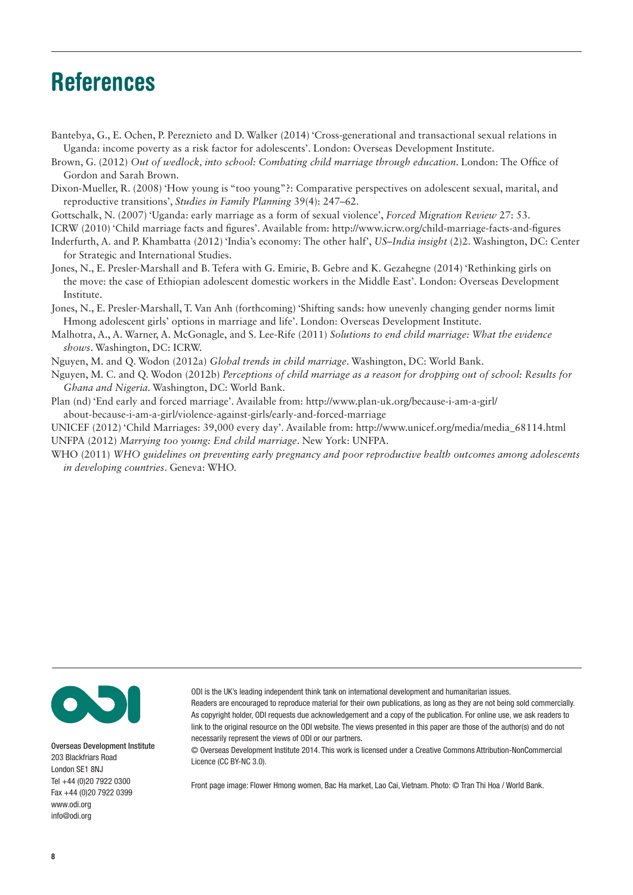# References

Bantebya, G., E. Ochen, P. Pereznieto and D. Walker (2014) 'Cross-generational and transactional sexual relations in Uganda: income poverty as a risk factor for adolescents'. London: Overseas Development Institute.

Brown, G. (2012) *Out of wedlock, into school: Combating child marriage through education*. London: The Office of Gordon and Sarah Brown.

Dixon-Mueller, R. (2008) 'How young is "too young"?: Comparative perspectives on adolescent sexual, marital, and reproductive transitions', *Studies in Family Planning* 39(4): 247–62.

Gottschalk, N. (2007) 'Uganda: early marriage as a form of sexual violence', *Forced Migration Review* 27: 53.

ICRW (2010) 'Child marriage facts and figures'. Available from: http://www.icrw.org/child-marriage-facts-and-figures

Inderfurth, A. and P. Khambatta (2012) 'India's economy: The other half', *US–India insight* (2)2. Washington, DC: Center for Strategic and International Studies.

Jones, N., E. Presler-Marshall and B. Tefera with G. Emirie, B. Gebre and K. Gezahegne (2014) 'Rethinking girls on the move: the case of Ethiopian adolescent domestic workers in the Middle East'. London: Overseas Development Institute.

Jones, N., E. Presler-Marshall, T. Van Anh (forthcoming) 'Shifting sands: how unevenly changing gender norms limit Hmong adolescent girls' options in marriage and life'. London: Overseas Development Institute.

Malhotra, A., A. Warner, A. McGonagle, and S. Lee-Rife (2011) *Solutions to end child marriage: What the evidence shows*. Washington, DC: ICRW.

Nguyen, M. and Q. Wodon (2012a) *Global trends in child marriage*. Washington, DC: World Bank.

Nguyen, M. C. and Q. Wodon (2012b) *Perceptions of child marriage as a reason for dropping out of school: Results for Ghana and Nigeria*. Washington, DC: World Bank.

Plan (nd) 'End early and forced marriage'. Available from: http://www.plan-uk.org/because-i-am-a-girl/about-because-i-am-a-girl/violence-against-girls/early-and-forced-marriage

UNICEF (2012) 'Child Marriages: 39,000 every day'. Available from: http://www.unicef.org/media/media_68114.html

UNFPA (2012) *Marrying too young: End child marriage*. New York: UNFPA.

WHO (2011) *WHO guidelines on preventing early pregnancy and poor reproductive health outcomes among adolescents in developing countries*. Geneva: WHO.

Overseas Development Institute
203 Blackfriars Road
London SE1 8NJ
Tel +44 (0)20 7922 0300
Fax +44 (0)20 7922 0399
www.odi.org
info@odi.org

ODI is the UK's leading independent think tank on international development and humanitarian issues.

Readers are encouraged to reproduce material for their own publications, as long as they are not being sold commercially. As copyright holder, ODI requests due acknowledgement and a copy of the publication. For online use, we ask readers to link to the original resource on the ODI website. The views presented in this paper are those of the author(s) and do not necessarily represent the views of ODI or our partners.

© Overseas Development Institute 2014. This work is licensed under a Creative Commons Attribution-NonCommercial Licence (CC BY-NC 3.0).

Front page image: Flower Hmong women, Bac Ha market, Lao Cai, Vietnam. Photo: © Tran Thi Hoa / World Bank.